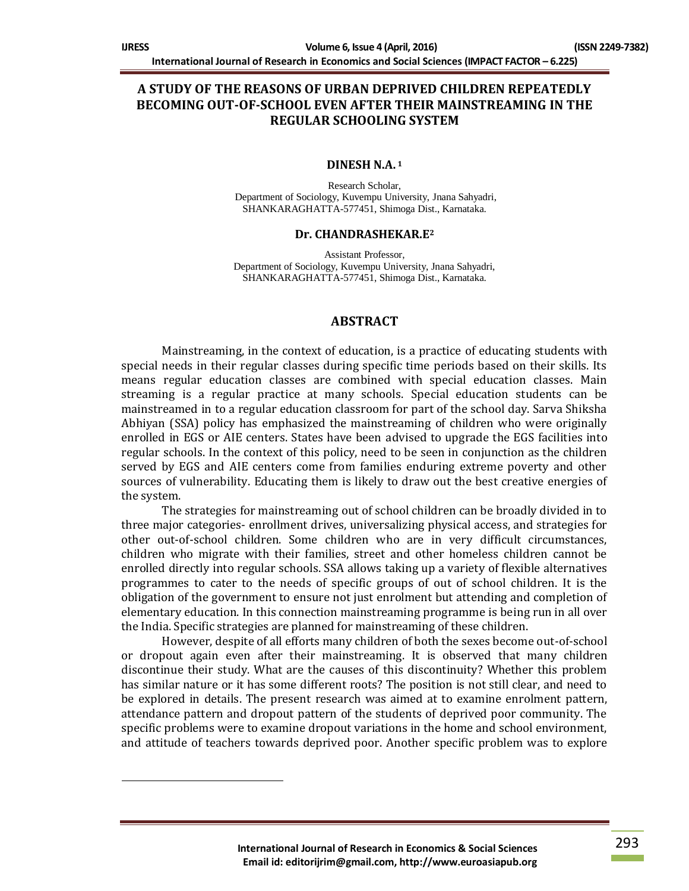# A STUDY OF THE REASONS OF URBAN DEPRIVED CHILDREN REPEATEDLY BECOMING OUT-OF-SCHOOL EVEN AFTER THEIR MAINSTREAMING IN THE REGULAR SCHOOLING SYSTEM

**DINESH N.A.** [1]

Research Scholar,
Department of Sociology, Kuvempu University, Jnana Sahyadri,
SHANKARAGHATTA-577451, Shimoga Dist., Karnataka.

**Dr. CHANDRASHEKAR.E** [2]

Assistant Professor,
Department of Sociology, Kuvempu University, Jnana Sahyadri,
SHANKARAGHATTA-577451, Shimoga Dist., Karnataka.

## ABSTRACT

Mainstreaming, in the context of education, is a practice of educating students with special needs in their regular classes during specific time periods based on their skills. Its means regular education classes are combined with special education classes. Main streaming is a regular practice at many schools. Special education students can be mainstreamed in to a regular education classroom for part of the school day. Sarva Shiksha Abhiyan (SSA) policy has emphasized the mainstreaming of children who were originally enrolled in EGS or AIE centers. States have been advised to upgrade the EGS facilities into regular schools. In the context of this policy, need to be seen in conjunction as the children served by EGS and AIE centers come from families enduring extreme poverty and other sources of vulnerability. Educating them is likely to draw out the best creative energies of the system.

The strategies for mainstreaming out of school children can be broadly divided in to three major categories- enrollment drives, universalizing physical access, and strategies for other out-of-school children. Some children who are in very difficult circumstances, children who migrate with their families, street and other homeless children cannot be enrolled directly into regular schools. SSA allows taking up a variety of flexible alternatives programmes to cater to the needs of specific groups of out of school children. It is the obligation of the government to ensure not just enrolment but attending and completion of elementary education. In this connection mainstreaming programme is being run in all over the India. Specific strategies are planned for mainstreaming of these children.

However, despite of all efforts many children of both the sexes become out-of-school or dropout again even after their mainstreaming. It is observed that many children discontinue their study. What are the causes of this discontinuity? Whether this problem has similar nature or it has some different roots? The position is not still clear, and need to be explored in details. The present research was aimed at to examine enrolment pattern, attendance pattern and dropout pattern of the students of deprived poor community. The specific problems were to examine dropout variations in the home and school environment, and attitude of teachers towards deprived poor. Another specific problem was to explore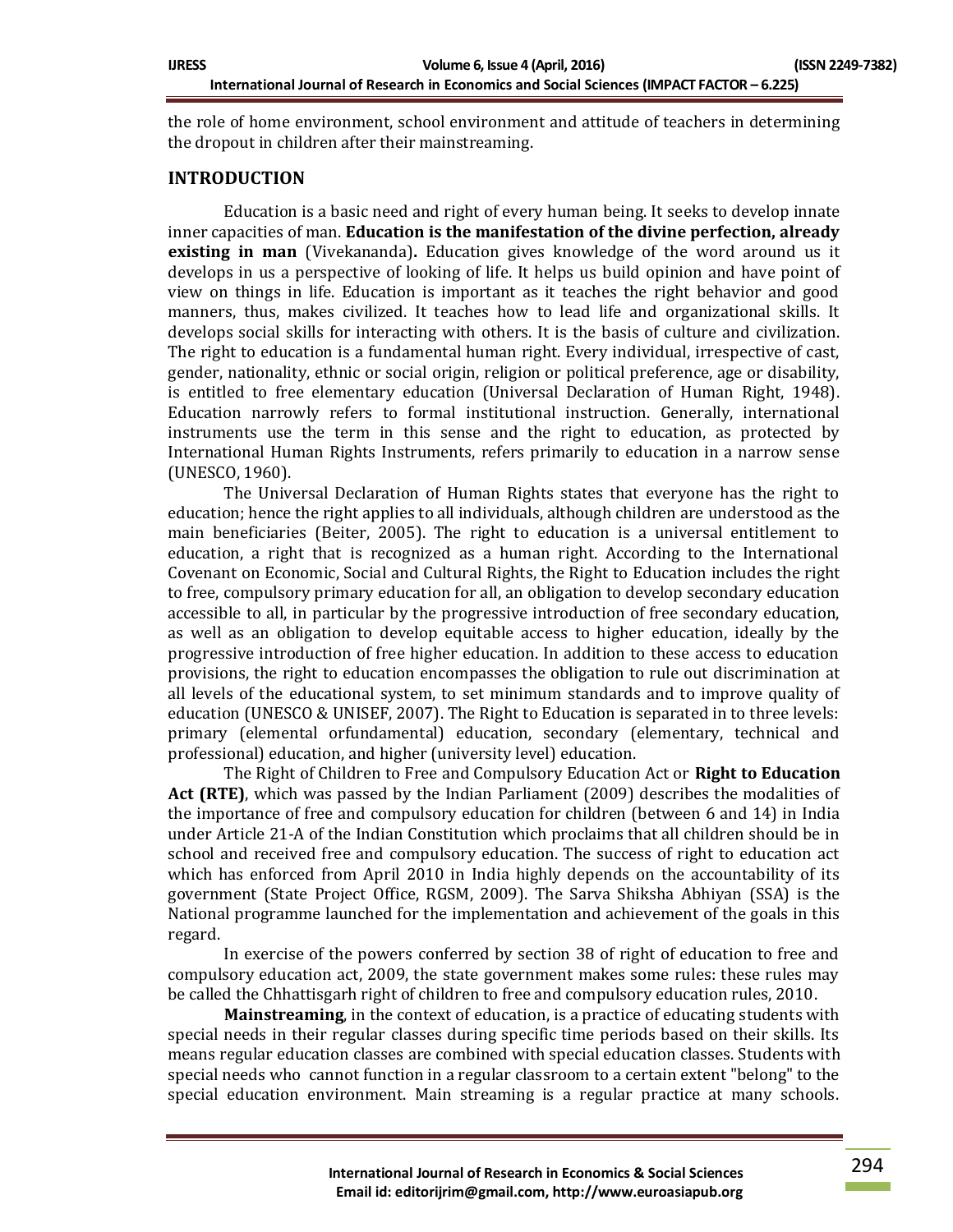the role of home environment, school environment and attitude of teachers in determining the dropout in children after their mainstreaming.

## INTRODUCTION

Education is a basic need and right of every human being. It seeks to develop innate inner capacities of man. **Education is the manifestation of the divine perfection, already existing in man** (Vivekananda)**.** Education gives knowledge of the word around us it develops in us a perspective of looking of life. It helps us build opinion and have point of view on things in life. Education is important as it teaches the right behavior and good manners, thus, makes civilized. It teaches how to lead life and organizational skills. It develops social skills for interacting with others. It is the basis of culture and civilization. The right to education is a fundamental human right. Every individual, irrespective of cast, gender, nationality, ethnic or social origin, religion or political preference, age or disability, is entitled to free elementary education (Universal Declaration of Human Right, 1948). Education narrowly refers to formal institutional instruction. Generally, international instruments use the term in this sense and the right to education, as protected by International Human Rights Instruments, refers primarily to education in a narrow sense (UNESCO, 1960).

The Universal Declaration of Human Rights states that everyone has the right to education; hence the right applies to all individuals, although children are understood as the main beneficiaries (Beiter, 2005). The right to education is a universal entitlement to education, a right that is recognized as a human right. According to the International Covenant on Economic, Social and Cultural Rights, the Right to Education includes the right to free, compulsory primary education for all, an obligation to develop secondary education accessible to all, in particular by the progressive introduction of free secondary education, as well as an obligation to develop equitable access to higher education, ideally by the progressive introduction of free higher education. In addition to these access to education provisions, the right to education encompasses the obligation to rule out discrimination at all levels of the educational system, to set minimum standards and to improve quality of education (UNESCO & UNISEF, 2007). The Right to Education is separated in to three levels: primary (elemental orfundamental) education, secondary (elementary, technical and professional) education, and higher (university level) education.

The Right of Children to Free and Compulsory Education Act or **Right to Education Act (RTE)**, which was passed by the Indian Parliament (2009) describes the modalities of the importance of free and compulsory education for children (between 6 and 14) in India under Article 21-A of the Indian Constitution which proclaims that all children should be in school and received free and compulsory education. The success of right to education act which has enforced from April 2010 in India highly depends on the accountability of its government (State Project Office, RGSM, 2009). The Sarva Shiksha Abhiyan (SSA) is the National programme launched for the implementation and achievement of the goals in this regard.

In exercise of the powers conferred by section 38 of right of education to free and compulsory education act, 2009, the state government makes some rules: these rules may be called the Chhattisgarh right of children to free and compulsory education rules, 2010.

**Mainstreaming**, in the context of education, is a practice of educating students with special needs in their regular classes during specific time periods based on their skills. Its means regular education classes are combined with special education classes. Students with special needs who cannot function in a regular classroom to a certain extent "belong" to the special education environment. Main streaming is a regular practice at many schools.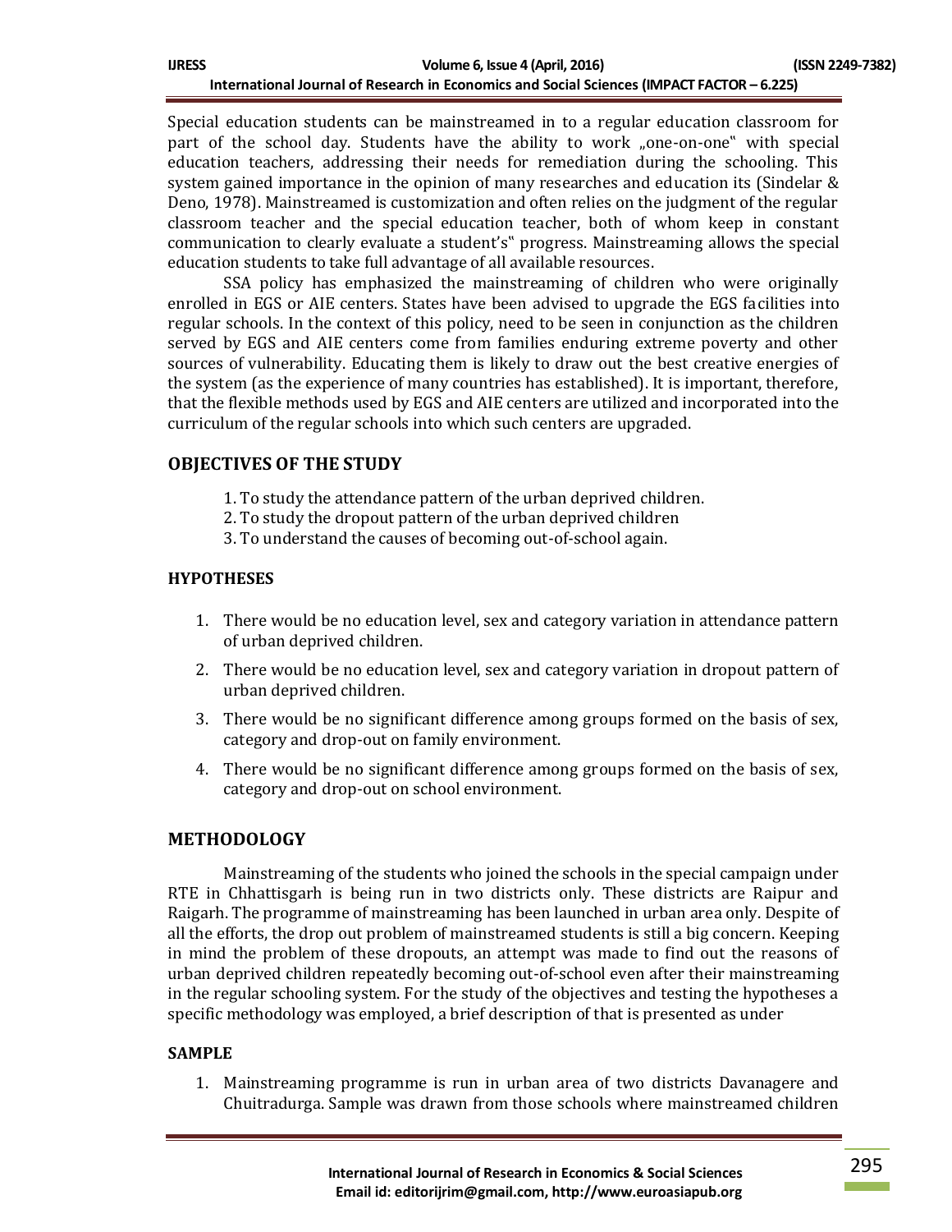Special education students can be mainstreamed in to a regular education classroom for part of the school day. Students have the ability to work „one-on-one" with special education teachers, addressing their needs for remediation during the schooling. This system gained importance in the opinion of many researches and education its (Sindelar & Deno, 1978). Mainstreamed is customization and often relies on the judgment of the regular classroom teacher and the special education teacher, both of whom keep in constant communication to clearly evaluate a student's" progress. Mainstreaming allows the special education students to take full advantage of all available resources.

SSA policy has emphasized the mainstreaming of children who were originally enrolled in EGS or AIE centers. States have been advised to upgrade the EGS facilities into regular schools. In the context of this policy, need to be seen in conjunction as the children served by EGS and AIE centers come from families enduring extreme poverty and other sources of vulnerability. Educating them is likely to draw out the best creative energies of the system (as the experience of many countries has established). It is important, therefore, that the flexible methods used by EGS and AIE centers are utilized and incorporated into the curriculum of the regular schools into which such centers are upgraded.

## OBJECTIVES OF THE STUDY

1. To study the attendance pattern of the urban deprived children.
2. To study the dropout pattern of the urban deprived children
3. To understand the causes of becoming out-of-school again.

### HYPOTHESES

1. There would be no education level, sex and category variation in attendance pattern of urban deprived children.
2. There would be no education level, sex and category variation in dropout pattern of urban deprived children.
3. There would be no significant difference among groups formed on the basis of sex, category and drop-out on family environment.
4. There would be no significant difference among groups formed on the basis of sex, category and drop-out on school environment.

## METHODOLOGY

Mainstreaming of the students who joined the schools in the special campaign under RTE in Chhattisgarh is being run in two districts only. These districts are Raipur and Raigarh. The programme of mainstreaming has been launched in urban area only. Despite of all the efforts, the drop out problem of mainstreamed students is still a big concern. Keeping in mind the problem of these dropouts, an attempt was made to find out the reasons of urban deprived children repeatedly becoming out-of-school even after their mainstreaming in the regular schooling system. For the study of the objectives and testing the hypotheses a specific methodology was employed, a brief description of that is presented as under

### SAMPLE

1. Mainstreaming programme is run in urban area of two districts Davanagere and Chuitradurga. Sample was drawn from those schools where mainstreamed children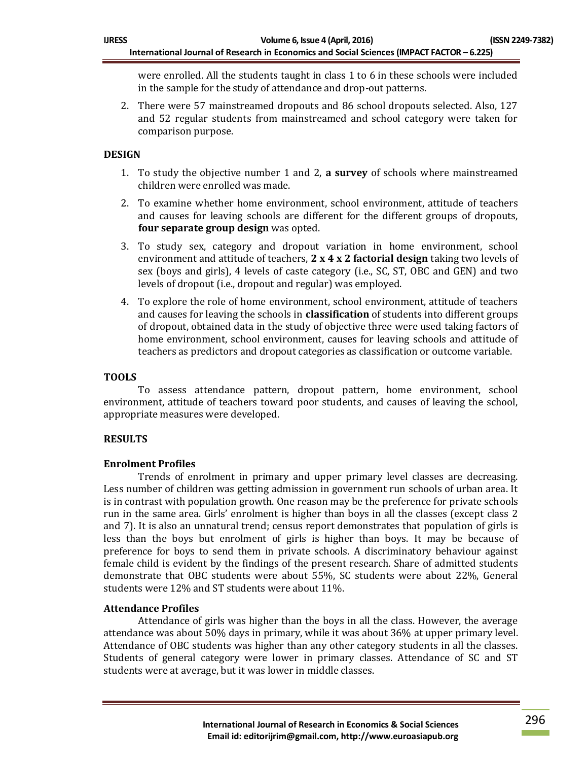were enrolled. All the students taught in class 1 to 6 in these schools were included in the sample for the study of attendance and drop-out patterns.

2. There were 57 mainstreamed dropouts and 86 school dropouts selected. Also, 127 and 52 regular students from mainstreamed and school category were taken for comparison purpose.

## DESIGN

1. To study the objective number 1 and 2, **a survey** of schools where mainstreamed children were enrolled was made.
2. To examine whether home environment, school environment, attitude of teachers and causes for leaving schools are different for the different groups of dropouts, **four separate group design** was opted.
3. To study sex, category and dropout variation in home environment, school environment and attitude of teachers, **2 x 4 x 2 factorial design** taking two levels of sex (boys and girls), 4 levels of caste category (i.e., SC, ST, OBC and GEN) and two levels of dropout (i.e., dropout and regular) was employed.
4. To explore the role of home environment, school environment, attitude of teachers and causes for leaving the schools in **classification** of students into different groups of dropout, obtained data in the study of objective three were used taking factors of home environment, school environment, causes for leaving schools and attitude of teachers as predictors and dropout categories as classification or outcome variable.

## TOOLS

To assess attendance pattern, dropout pattern, home environment, school environment, attitude of teachers toward poor students, and causes of leaving the school, appropriate measures were developed.

## RESULTS

### Enrolment Profiles

Trends of enrolment in primary and upper primary level classes are decreasing. Less number of children was getting admission in government run schools of urban area. It is in contrast with population growth. One reason may be the preference for private schools run in the same area. Girls' enrolment is higher than boys in all the classes (except class 2 and 7). It is also an unnatural trend; census report demonstrates that population of girls is less than the boys but enrolment of girls is higher than boys. It may be because of preference for boys to send them in private schools. A discriminatory behaviour against female child is evident by the findings of the present research. Share of admitted students demonstrate that OBC students were about 55%, SC students were about 22%, General students were 12% and ST students were about 11%.

### Attendance Profiles

Attendance of girls was higher than the boys in all the class. However, the average attendance was about 50% days in primary, while it was about 36% at upper primary level. Attendance of OBC students was higher than any other category students in all the classes. Students of general category were lower in primary classes. Attendance of SC and ST students were at average, but it was lower in middle classes.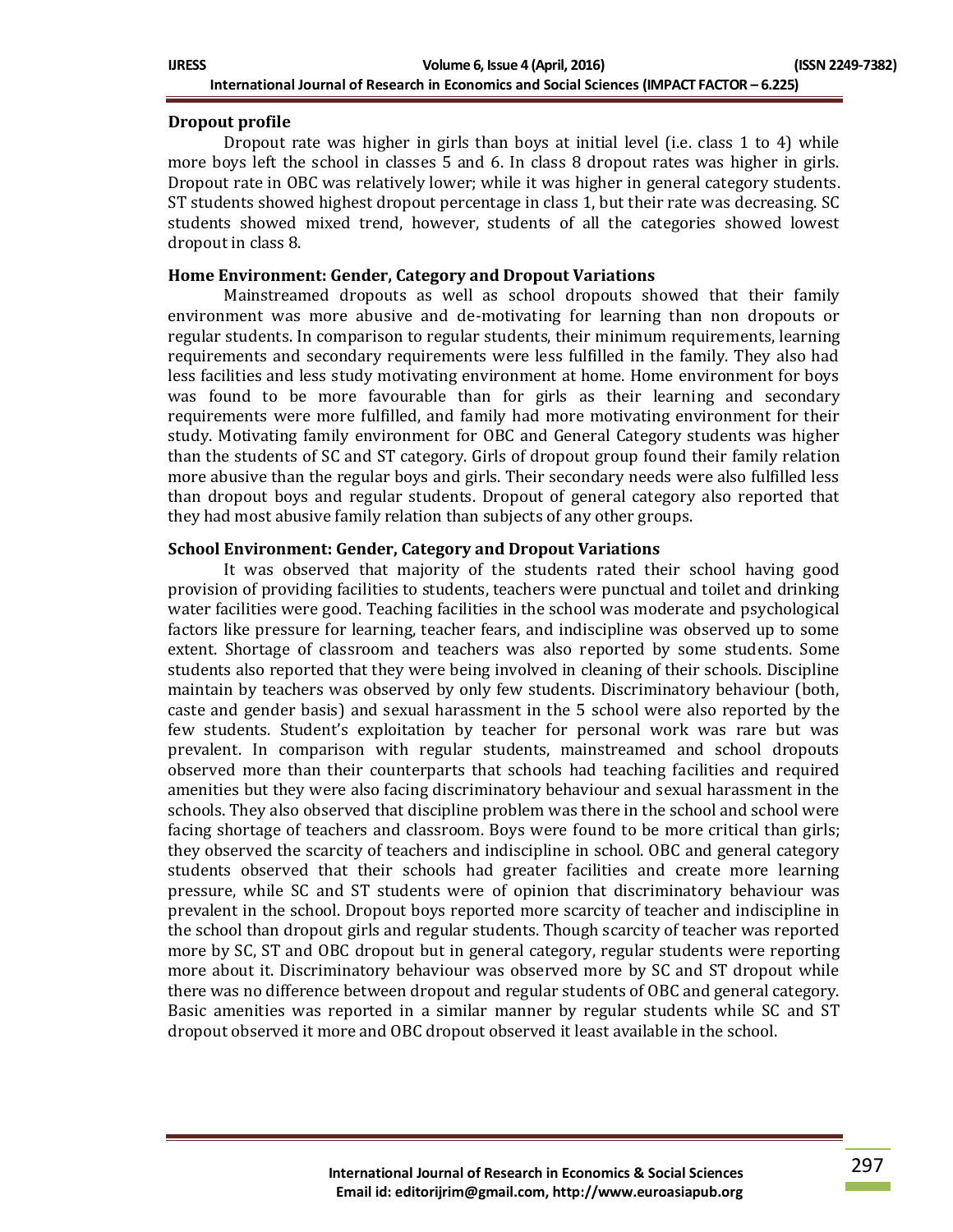### Dropout profile

Dropout rate was higher in girls than boys at initial level (i.e. class 1 to 4) while more boys left the school in classes 5 and 6. In class 8 dropout rates was higher in girls. Dropout rate in OBC was relatively lower; while it was higher in general category students. ST students showed highest dropout percentage in class 1, but their rate was decreasing. SC students showed mixed trend, however, students of all the categories showed lowest dropout in class 8.

### Home Environment: Gender, Category and Dropout Variations

Mainstreamed dropouts as well as school dropouts showed that their family environment was more abusive and de-motivating for learning than non dropouts or regular students. In comparison to regular students, their minimum requirements, learning requirements and secondary requirements were less fulfilled in the family. They also had less facilities and less study motivating environment at home. Home environment for boys was found to be more favourable than for girls as their learning and secondary requirements were more fulfilled, and family had more motivating environment for their study. Motivating family environment for OBC and General Category students was higher than the students of SC and ST category. Girls of dropout group found their family relation more abusive than the regular boys and girls. Their secondary needs were also fulfilled less than dropout boys and regular students. Dropout of general category also reported that they had most abusive family relation than subjects of any other groups.

### School Environment: Gender, Category and Dropout Variations

It was observed that majority of the students rated their school having good provision of providing facilities to students, teachers were punctual and toilet and drinking water facilities were good. Teaching facilities in the school was moderate and psychological factors like pressure for learning, teacher fears, and indiscipline was observed up to some extent. Shortage of classroom and teachers was also reported by some students. Some students also reported that they were being involved in cleaning of their schools. Discipline maintain by teachers was observed by only few students. Discriminatory behaviour (both, caste and gender basis) and sexual harassment in the 5 school were also reported by the few students. Student's exploitation by teacher for personal work was rare but was prevalent. In comparison with regular students, mainstreamed and school dropouts observed more than their counterparts that schools had teaching facilities and required amenities but they were also facing discriminatory behaviour and sexual harassment in the schools. They also observed that discipline problem was there in the school and school were facing shortage of teachers and classroom. Boys were found to be more critical than girls; they observed the scarcity of teachers and indiscipline in school. OBC and general category students observed that their schools had greater facilities and create more learning pressure, while SC and ST students were of opinion that discriminatory behaviour was prevalent in the school. Dropout boys reported more scarcity of teacher and indiscipline in the school than dropout girls and regular students. Though scarcity of teacher was reported more by SC, ST and OBC dropout but in general category, regular students were reporting more about it. Discriminatory behaviour was observed more by SC and ST dropout while there was no difference between dropout and regular students of OBC and general category. Basic amenities was reported in a similar manner by regular students while SC and ST dropout observed it more and OBC dropout observed it least available in the school.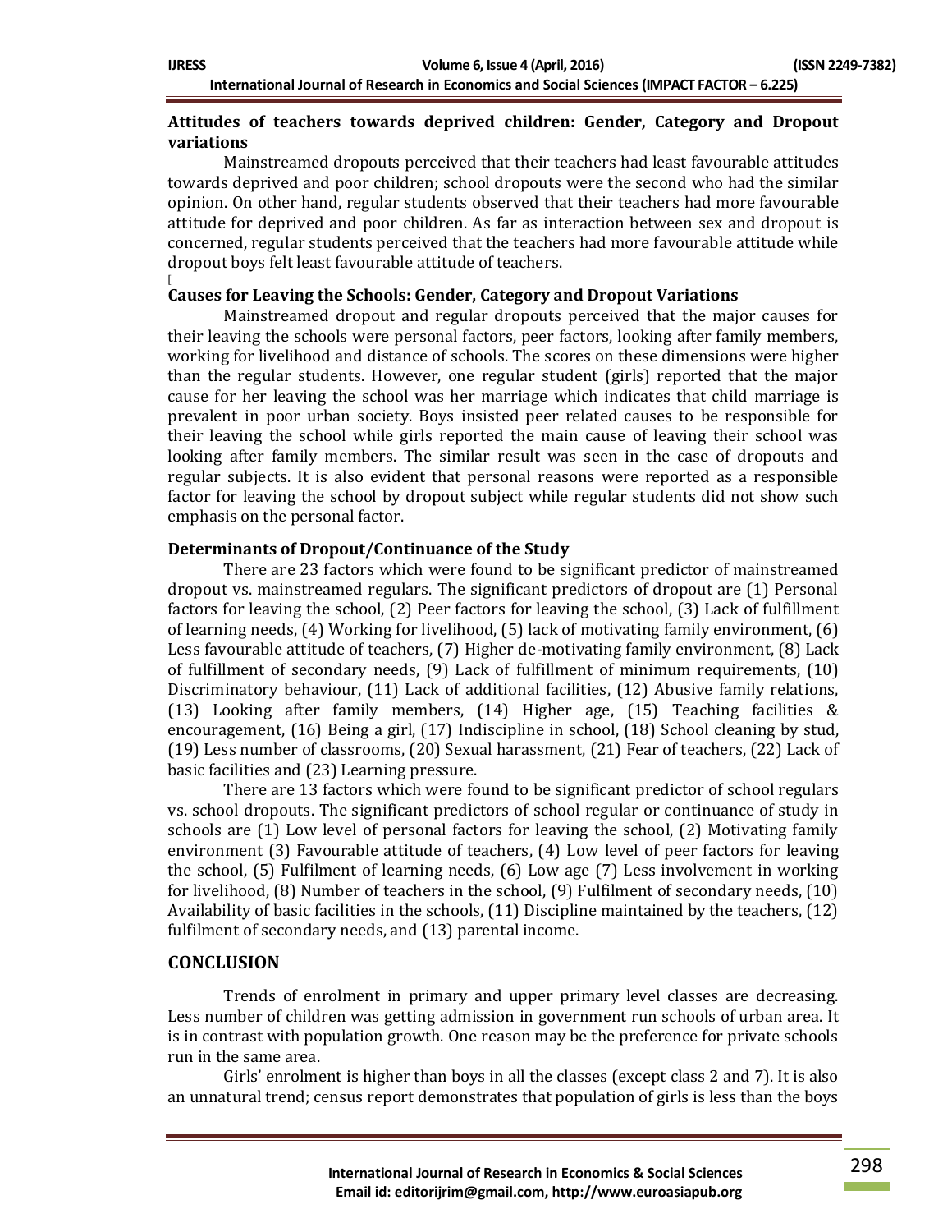**Attitudes of teachers towards deprived children: Gender, Category and Dropout variations**

Mainstreamed dropouts perceived that their teachers had least favourable attitudes towards deprived and poor children; school dropouts were the second who had the similar opinion. On other hand, regular students observed that their teachers had more favourable attitude for deprived and poor children. As far as interaction between sex and dropout is concerned, regular students perceived that the teachers had more favourable attitude while dropout boys felt least favourable attitude of teachers.

[

**Causes for Leaving the Schools: Gender, Category and Dropout Variations**

Mainstreamed dropout and regular dropouts perceived that the major causes for their leaving the schools were personal factors, peer factors, looking after family members, working for livelihood and distance of schools. The scores on these dimensions were higher than the regular students. However, one regular student (girls) reported that the major cause for her leaving the school was her marriage which indicates that child marriage is prevalent in poor urban society. Boys insisted peer related causes to be responsible for their leaving the school while girls reported the main cause of leaving their school was looking after family members. The similar result was seen in the case of dropouts and regular subjects. It is also evident that personal reasons were reported as a responsible factor for leaving the school by dropout subject while regular students did not show such emphasis on the personal factor.

**Determinants of Dropout/Continuance of the Study**

There are 23 factors which were found to be significant predictor of mainstreamed dropout vs. mainstreamed regulars. The significant predictors of dropout are (1) Personal factors for leaving the school, (2) Peer factors for leaving the school, (3) Lack of fulfillment of learning needs, (4) Working for livelihood, (5) lack of motivating family environment, (6) Less favourable attitude of teachers, (7) Higher de-motivating family environment, (8) Lack of fulfillment of secondary needs, (9) Lack of fulfillment of minimum requirements, (10) Discriminatory behaviour, (11) Lack of additional facilities, (12) Abusive family relations, (13) Looking after family members, (14) Higher age, (15) Teaching facilities & encouragement, (16) Being a girl, (17) Indiscipline in school, (18) School cleaning by stud, (19) Less number of classrooms, (20) Sexual harassment, (21) Fear of teachers, (22) Lack of basic facilities and (23) Learning pressure.

There are 13 factors which were found to be significant predictor of school regulars vs. school dropouts. The significant predictors of school regular or continuance of study in schools are (1) Low level of personal factors for leaving the school, (2) Motivating family environment (3) Favourable attitude of teachers, (4) Low level of peer factors for leaving the school, (5) Fulfilment of learning needs, (6) Low age (7) Less involvement in working for livelihood, (8) Number of teachers in the school, (9) Fulfilment of secondary needs, (10) Availability of basic facilities in the schools, (11) Discipline maintained by the teachers, (12) fulfilment of secondary needs, and (13) parental income.

## CONCLUSION

Trends of enrolment in primary and upper primary level classes are decreasing. Less number of children was getting admission in government run schools of urban area. It is in contrast with population growth. One reason may be the preference for private schools run in the same area.

Girls' enrolment is higher than boys in all the classes (except class 2 and 7). It is also an unnatural trend; census report demonstrates that population of girls is less than the boys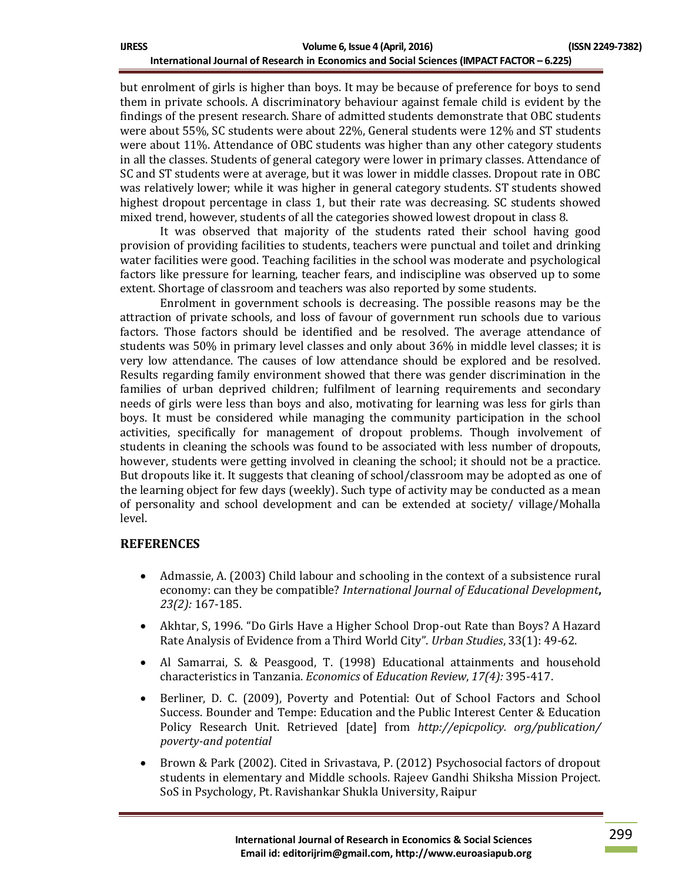but enrolment of girls is higher than boys. It may be because of preference for boys to send them in private schools. A discriminatory behaviour against female child is evident by the findings of the present research. Share of admitted students demonstrate that OBC students were about 55%, SC students were about 22%, General students were 12% and ST students were about 11%. Attendance of OBC students was higher than any other category students in all the classes. Students of general category were lower in primary classes. Attendance of SC and ST students were at average, but it was lower in middle classes. Dropout rate in OBC was relatively lower; while it was higher in general category students. ST students showed highest dropout percentage in class 1, but their rate was decreasing. SC students showed mixed trend, however, students of all the categories showed lowest dropout in class 8.

It was observed that majority of the students rated their school having good provision of providing facilities to students, teachers were punctual and toilet and drinking water facilities were good. Teaching facilities in the school was moderate and psychological factors like pressure for learning, teacher fears, and indiscipline was observed up to some extent. Shortage of classroom and teachers was also reported by some students.

Enrolment in government schools is decreasing. The possible reasons may be the attraction of private schools, and loss of favour of government run schools due to various factors. Those factors should be identified and be resolved. The average attendance of students was 50% in primary level classes and only about 36% in middle level classes; it is very low attendance. The causes of low attendance should be explored and be resolved. Results regarding family environment showed that there was gender discrimination in the families of urban deprived children; fulfilment of learning requirements and secondary needs of girls were less than boys and also, motivating for learning was less for girls than boys. It must be considered while managing the community participation in the school activities, specifically for management of dropout problems. Though involvement of students in cleaning the schools was found to be associated with less number of dropouts, however, students were getting involved in cleaning the school; it should not be a practice. But dropouts like it. It suggests that cleaning of school/classroom may be adopted as one of the learning object for few days (weekly). Such type of activity may be conducted as a mean of personality and school development and can be extended at society/ village/Mohalla level.

## REFERENCES

- Admassie, A. (2003) Child labour and schooling in the context of a subsistence rural economy: can they be compatible? *International Journal of Educational Development***,** *23(2):* 167-185.
- Akhtar, S, 1996. "Do Girls Have a Higher School Drop-out Rate than Boys? A Hazard Rate Analysis of Evidence from a Third World City". *Urban Studies*, 33(1): 49-62.
- Al Samarrai, S. & Peasgood, T. (1998) Educational attainments and household characteristics in Tanzania. *Economics* of *Education Review*, *17(4):* 395-417.
- Berliner, D. C. (2009), Poverty and Potential: Out of School Factors and School Success. Bounder and Tempe: Education and the Public Interest Center & Education Policy Research Unit. Retrieved [date] from *http://epicpolicy. org/publication/ poverty-and potential*
- Brown & Park (2002). Cited in Srivastava, P. (2012) Psychosocial factors of dropout students in elementary and Middle schools. Rajeev Gandhi Shiksha Mission Project. SoS in Psychology, Pt. Ravishankar Shukla University, Raipur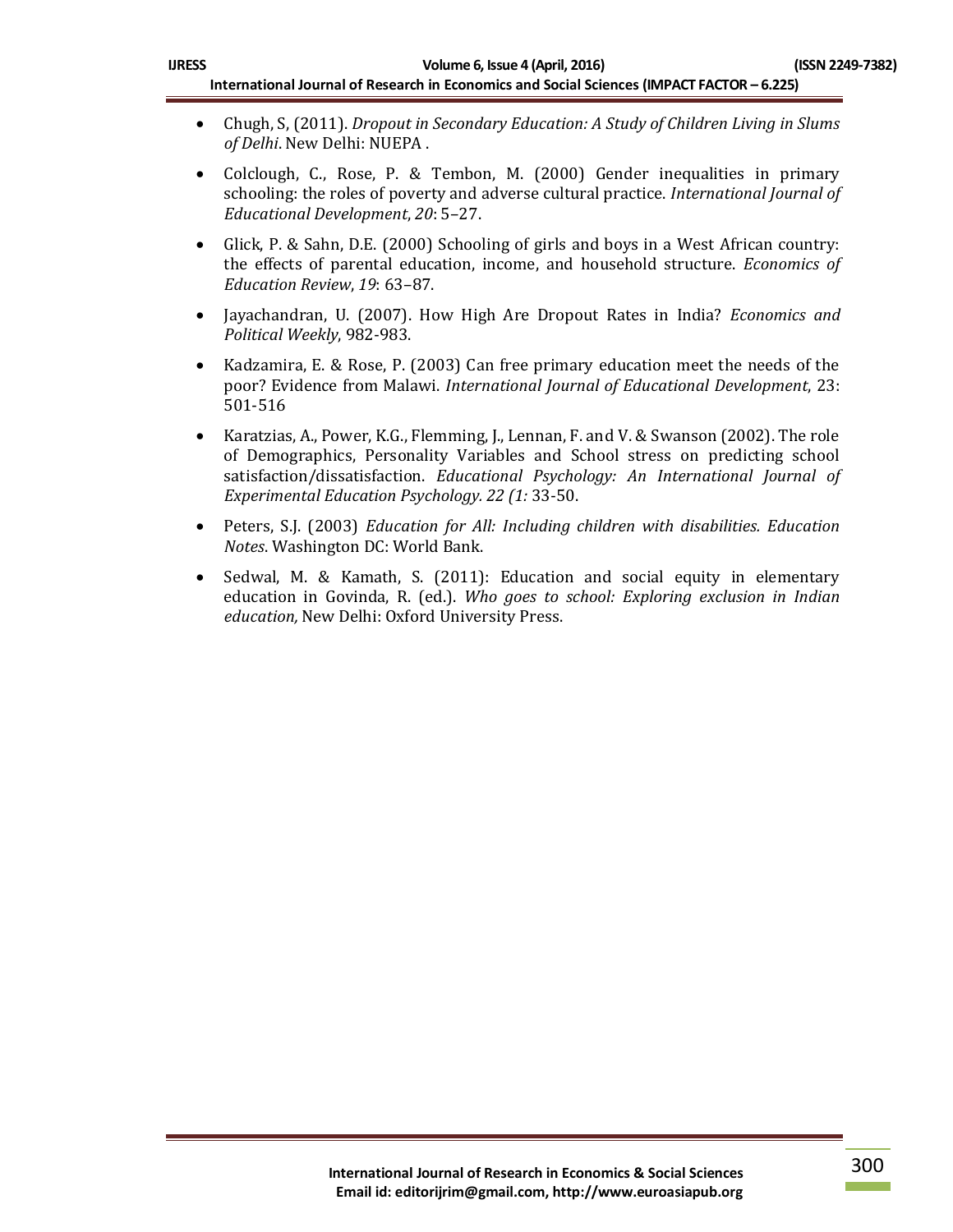- Chugh, S, (2011). *Dropout in Secondary Education: A Study of Children Living in Slums of Delhi*. New Delhi: NUEPA .
- Colclough, C., Rose, P. & Tembon, M. (2000) Gender inequalities in primary schooling: the roles of poverty and adverse cultural practice. *International Journal of Educational Development*, *20*: 5–27.
- Glick, P. & Sahn, D.E. (2000) Schooling of girls and boys in a West African country: the effects of parental education, income, and household structure. *Economics of Education Review*, *19*: 63–87.
- Jayachandran, U. (2007). How High Are Dropout Rates in India? *Economics and Political Weekly*, 982-983.
- Kadzamira, E. & Rose, P. (2003) Can free primary education meet the needs of the poor? Evidence from Malawi. *International Journal of Educational Development*, 23: 501-516
- Karatzias, A., Power, K.G., Flemming, J., Lennan, F. and V. & Swanson (2002). The role of Demographics, Personality Variables and School stress on predicting school satisfaction/dissatisfaction. *Educational Psychology: An International Journal of Experimental Education Psychology. 22 (1:* 33-50.
- Peters, S.J. (2003) *Education for All: Including children with disabilities. Education Notes*. Washington DC: World Bank.
- Sedwal, M. & Kamath, S. (2011): Education and social equity in elementary education in Govinda, R. (ed.). *Who goes to school: Exploring exclusion in Indian education,* New Delhi: Oxford University Press.